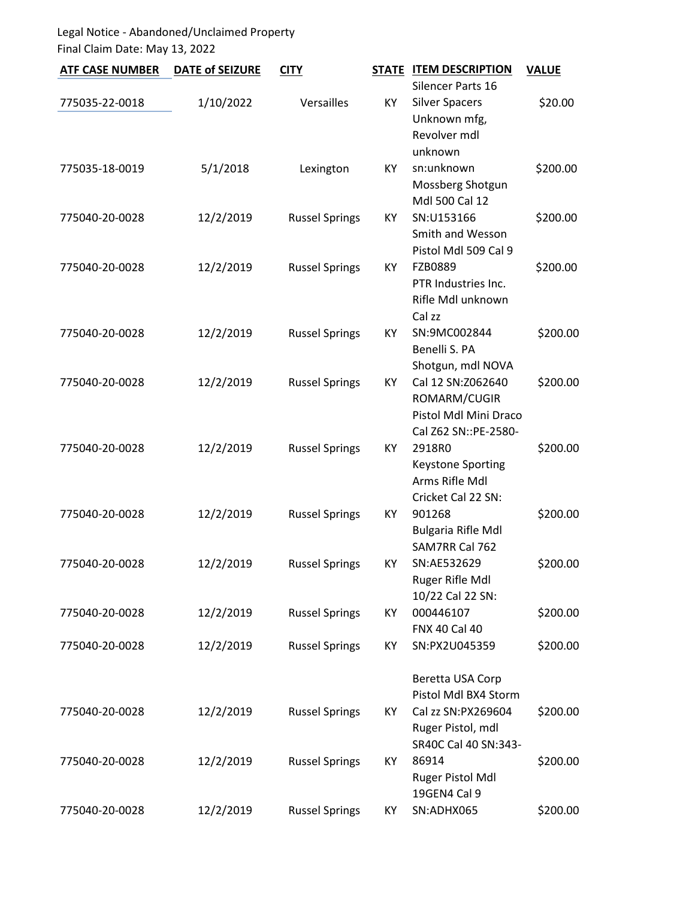Legal Notice - Abandoned/Unclaimed Property
Final Claim Date: May 13, 2022

| ATF CASE NUMBER | DATE of SEIZURE | CITY | STATE | ITEM DESCRIPTION | VALUE |
|---|---|---|---|---|---|
| 775035-22-0018 | 1/10/2022 | Versailles | KY | Silencer Parts 16 Silver Spacers | $20.00 |
| 775035-18-0019 | 5/1/2018 | Lexington | KY | Unknown mfg, Revolver mdl unknown sn:unknown | $200.00 |
| 775040-20-0028 | 12/2/2019 | Russel Springs | KY | Mossberg Shotgun Mdl 500 Cal 12 SN:U153166 | $200.00 |
| 775040-20-0028 | 12/2/2019 | Russel Springs | KY | Smith and Wesson Pistol Mdl 509 Cal 9 FZB0889 | $200.00 |
| 775040-20-0028 | 12/2/2019 | Russel Springs | KY | PTR Industries Inc. Rifle Mdl unknown Cal zz SN:9MC002844 | $200.00 |
| 775040-20-0028 | 12/2/2019 | Russel Springs | KY | Benelli S. PA Shotgun, mdl NOVA Cal 12 SN:Z062640 | $200.00 |
| 775040-20-0028 | 12/2/2019 | Russel Springs | KY | ROMARM/CUGIR Pistol Mdl Mini Draco Cal Z62 SN::PE-2580-2918R0 | $200.00 |
| 775040-20-0028 | 12/2/2019 | Russel Springs | KY | Keystone Sporting Arms Rifle Mdl Cricket Cal 22 SN: 901268 | $200.00 |
| 775040-20-0028 | 12/2/2019 | Russel Springs | KY | Bulgaria Rifle Mdl SAM7RR Cal 762 SN:AE532629 | $200.00 |
| 775040-20-0028 | 12/2/2019 | Russel Springs | KY | Ruger Rifle Mdl 10/22 Cal 22 SN: 000446107 | $200.00 |
| 775040-20-0028 | 12/2/2019 | Russel Springs | KY | FNX 40 Cal 40 SN:PX2U045359 | $200.00 |
| 775040-20-0028 | 12/2/2019 | Russel Springs | KY | Beretta USA Corp Pistol Mdl BX4 Storm Cal zz SN:PX269604 | $200.00 |
| 775040-20-0028 | 12/2/2019 | Russel Springs | KY | Ruger Pistol, mdl SR40C Cal 40 SN:343-86914 | $200.00 |
| 775040-20-0028 | 12/2/2019 | Russel Springs | KY | Ruger Pistol Mdl 19GEN4 Cal 9 SN:ADHX065 | $200.00 |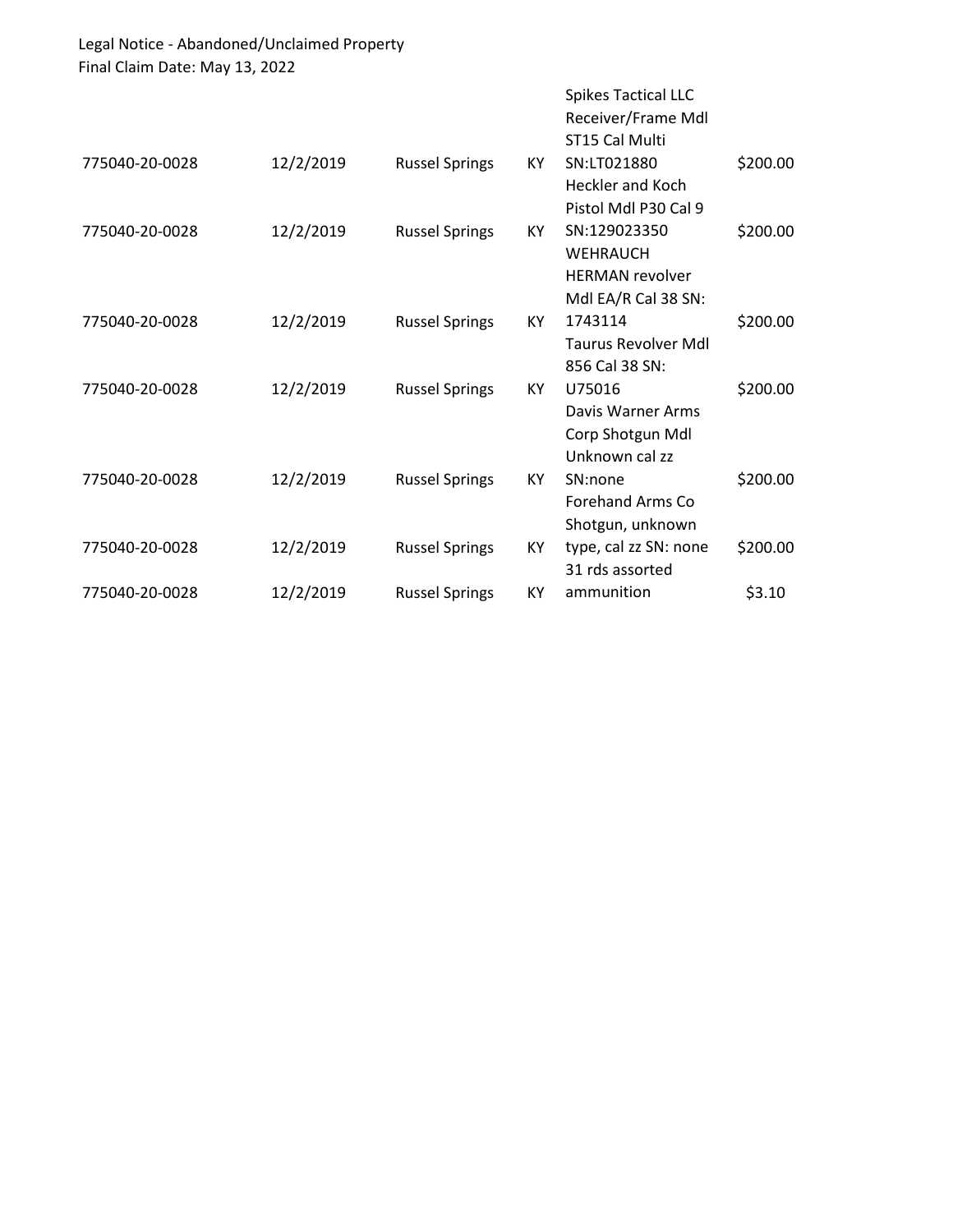Legal Notice - Abandoned/Unclaimed Property
Final Claim Date: May 13, 2022

| | | | | | |
|---|---|---|---|---|---|
| 775040-20-0028 | 12/2/2019 | Russel Springs | KY | Spikes Tactical LLC Receiver/Frame Mdl ST15 Cal Multi SN:LT021880 | $200.00 |
| 775040-20-0028 | 12/2/2019 | Russel Springs | KY | Heckler and Koch Pistol Mdl P30 Cal 9 SN:129023350 | $200.00 |
| 775040-20-0028 | 12/2/2019 | Russel Springs | KY | WEHRAUCH HERMAN revolver Mdl EA/R Cal 38 SN: 1743114 | $200.00 |
| 775040-20-0028 | 12/2/2019 | Russel Springs | KY | Taurus Revolver Mdl 856 Cal 38 SN: U75016 | $200.00 |
| 775040-20-0028 | 12/2/2019 | Russel Springs | KY | Davis Warner Arms Corp Shotgun Mdl Unknown cal zz SN:none | $200.00 |
| 775040-20-0028 | 12/2/2019 | Russel Springs | KY | Forehand Arms Co Shotgun, unknown type, cal zz SN: none | $200.00 |
| 775040-20-0028 | 12/2/2019 | Russel Springs | KY | 31 rds assorted ammunition | $3.10 |